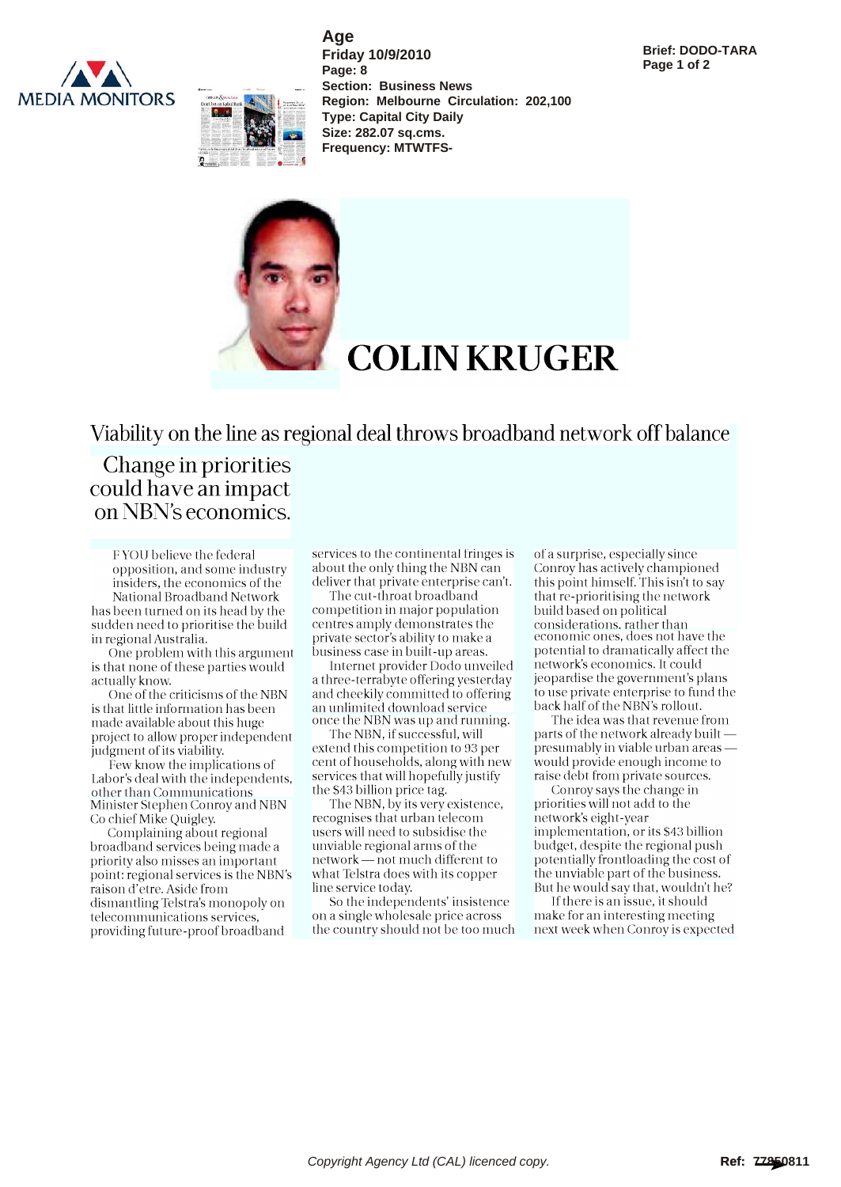Age
Friday 10/9/2010
Page: 8
Section: Business News
Region: Melbourne Circulation: 202,100
Type: Capital City Daily
Size: 282.07 sq.cms.
Frequency: MTWTFS-

Brief: DODO-TARA

# COLIN KRUGER

## Viability on the line as regional deal throws broadband network off balance

### Change in priorities could have an impact on NBN's economics.

IF YOU believe the federal opposition, and some industry insiders, the economics of the National Broadband Network has been turned on its head by the sudden need to prioritise the build in regional Australia.

One problem with this argument is that none of these parties would actually know.

One of the criticisms of the NBN is that little information has been made available about this huge project to allow proper independent judgment of its viability.

Few know the implications of Labor's deal with the independents, other than Communications Minister Stephen Conroy and NBN Co chief Mike Quigley.

Complaining about regional broadband services being made a priority also misses an important point: regional services is the NBN's raison d'etre. Aside from dismantling Telstra's monopoly on telecommunications services, providing future-proof broadband services to the continental fringes is about the only thing the NBN can deliver that private enterprise can't.

The cut-throat broadband competition in major population centres amply demonstrates the private sector's ability to make a business case in built-up areas.

Internet provider Dodo unveiled a three-terrabyte offering yesterday and cheekily committed to offering an unlimited download service once the NBN was up and running.

The NBN, if successful, will extend this competition to 93 per cent of households, along with new services that will hopefully justify the $43 billion price tag.

The NBN, by its very existence, recognises that urban telecom users will need to subsidise the unviable regional arms of the network — not much different to what Telstra does with its copper line service today.

So the independents' insistence on a single wholesale price across the country should not be too much of a surprise, especially since Conroy has actively championed this point himself. This isn't to say that re-prioritising the network build based on political considerations, rather than economic ones, does not have the potential to dramatically affect the network's economics. It could jeopardise the government's plans to use private enterprise to fund the back half of the NBN's rollout.

The idea was that revenue from parts of the network already built — presumably in viable urban areas — would provide enough income to raise debt from private sources.

Conroy says the change in priorities will not add to the network's eight-year implementation, or its $43 billion budget, despite the regional push potentially frontloading the cost of the unviable part of the business. But he would say that, wouldn't he?

If there is an issue, it should make for an interesting meeting next week when Conroy is expected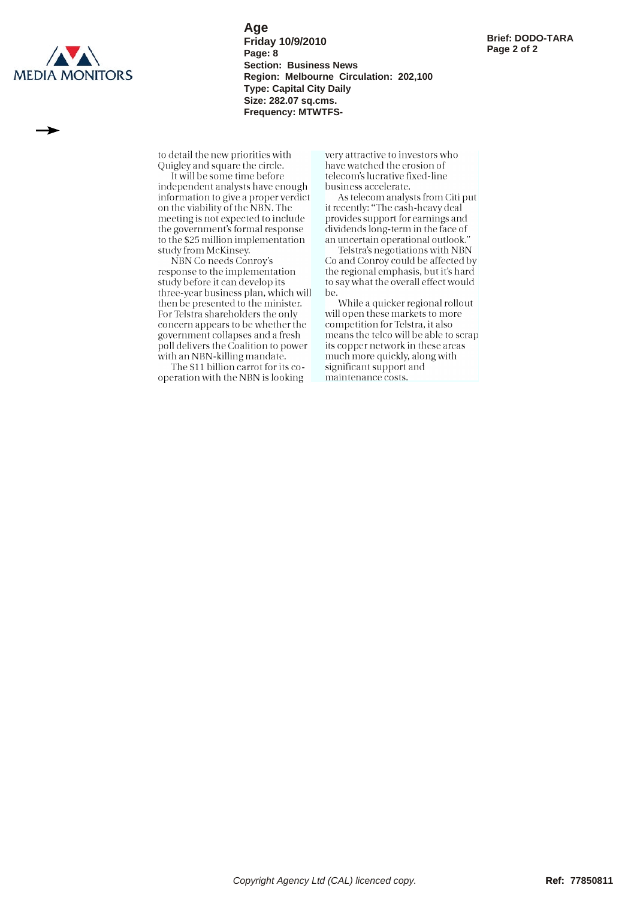to detail the new priorities with Quigley and square the circle.

It will be some time before independent analysts have enough information to give a proper verdict on the viability of the NBN. The meeting is not expected to include the government's formal response to the $25 million implementation study from McKinsey.

NBN Co needs Conroy's response to the implementation study before it can develop its three-year business plan, which will then be presented to the minister. For Telstra shareholders the only concern appears to be whether the government collapses and a fresh poll delivers the Coalition to power with an NBN-killing mandate.

The $11 billion carrot for its co-operation with the NBN is looking very attractive to investors who have watched the erosion of telecom's lucrative fixed-line business accelerate.

As telecom analysts from Citi put it recently: "The cash-heavy deal provides support for earnings and dividends long-term in the face of an uncertain operational outlook."

Telstra's negotiations with NBN Co and Conroy could be affected by the regional emphasis, but it's hard to say what the overall effect would be.

While a quicker regional rollout will open these markets to more competition for Telstra, it also means the telco will be able to scrap its copper network in these areas much more quickly, along with significant support and maintenance costs.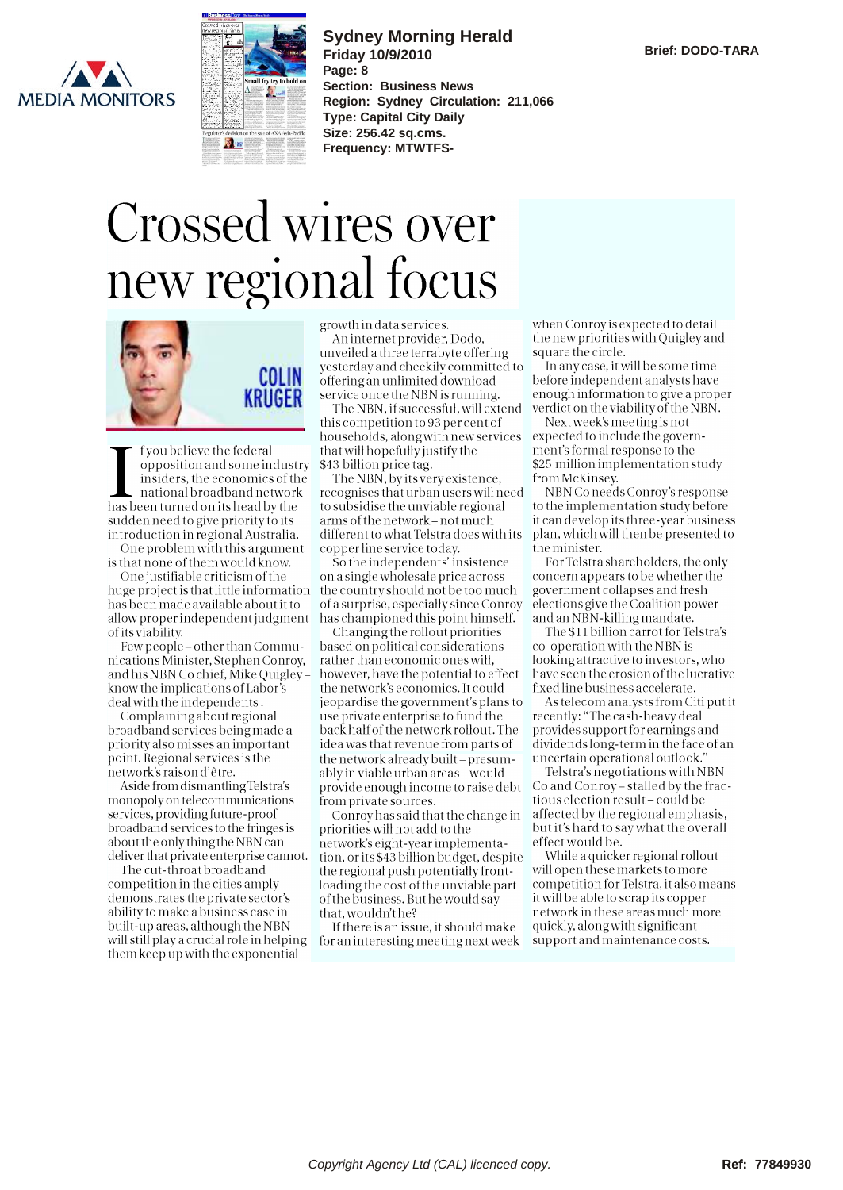Sydney Morning Herald
Friday 10/9/2010
Page: 8
Section: Business News
Region: Sydney Circulation: 211,066
Type: Capital City Daily
Size: 256.42 sq.cms.
Frequency: MTWTFS-

Brief: DODO-TARA

# Crossed wires over new regional focus

**COLIN KRUGER**

If you believe the federal opposition and some industry insiders, the economics of the national broadband network has been turned on its head by the sudden need to give priority to its introduction in regional Australia.

One problem with this argument is that none of them would know.

One justifiable criticism of the huge project is that little information has been made available about it to allow proper independent judgment of its viability.

Few people – other than Communications Minister, Stephen Conroy, and his NBN Co chief, Mike Quigley – know the implications of Labor's deal with the independents.

Complaining about regional broadband services being made a priority also misses an important point. Regional services is the network's raison d'être.

Aside from dismantling Telstra's monopoly on telecommunications services, providing future-proof broadband services to the fringes is about the only thing the NBN can deliver that private enterprise cannot.

The cut-throat broadband competition in the cities amply demonstrates the private sector's ability to make a business case in built-up areas, although the NBN will still play a crucial role in helping them keep up with the exponential growth in data services.

An internet provider, Dodo, unveiled a three terrabyte offering yesterday and cheekily committed to offering an unlimited download service once the NBN is running.

The NBN, if successful, will extend this competition to 93 per cent of households, along with new services that will hopefully justify the $43 billion price tag.

The NBN, by its very existence, recognises that urban users will need to subsidise the unviable regional arms of the network – not much different to what Telstra does with its copper line service today.

So the independents' insistence on a single wholesale price across the country should not be too much of a surprise, especially since Conroy has championed this point himself.

Changing the rollout priorities based on political considerations rather than economic ones will, however, have the potential to effect the network's economics. It could jeopardise the government's plans to use private enterprise to fund the back half of the network rollout. The idea was that revenue from parts of the network already built – presumably in viable urban areas – would provide enough income to raise debt from private sources.

Conroy has said that the change in priorities will not add to the network's eight-year implementation, or its $43 billion budget, despite the regional push potentially front-loading the cost of the unviable part of the business. But he would say that, wouldn't he?

If there is an issue, it should make for an interesting meeting next week when Conroy is expected to detail the new priorities with Quigley and square the circle.

In any case, it will be some time before independent analysts have enough information to give a proper verdict on the viability of the NBN.

Next week's meeting is not expected to include the government's formal response to the $25 million implementation study from McKinsey.

NBN Co needs Conroy's response to the implementation study before it can develop its three-year business plan, which will then be presented to the minister.

For Telstra shareholders, the only concern appears to be whether the government collapses and fresh elections give the Coalition power and an NBN-killing mandate.

The $11 billion carrot for Telstra's co-operation with the NBN is looking attractive to investors, who have seen the erosion of the lucrative fixed line business accelerate.

As telecom analysts from Citi put it recently: "The cash-heavy deal provides support for earnings and dividends long-term in the face of an uncertain operational outlook."

Telstra's negotiations with NBN Co and Conroy – stalled by the fractious election result – could be affected by the regional emphasis, but it's hard to say what the overall effect would be.

While a quicker regional rollout will open these markets to more competition for Telstra, it also means it will be able to scrap its copper network in these areas much more quickly, along with significant support and maintenance costs.

Copyright Agency Ltd (CAL) licenced copy.

Ref: 77849930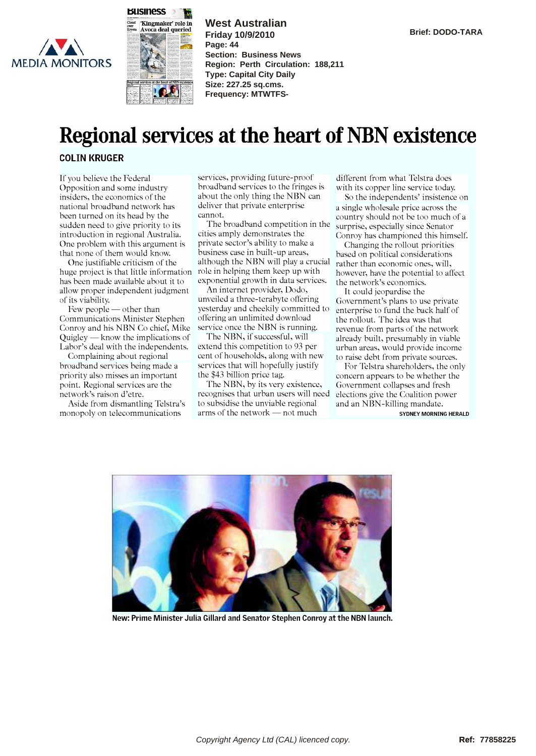West Australian
Friday 10/9/2010
Page: 44
Section: Business News
Region: Perth Circulation: 188,211
Type: Capital City Daily
Size: 227.25 sq.cms.
Frequency: MTWTFS-

Brief: DODO-TARA

# Regional services at the heart of NBN existence

**COLIN KRUGER**

If you believe the Federal Opposition and some industry insiders, the economics of the national broadband network has been turned on its head by the sudden need to give priority to its introduction in regional Australia. One problem with this argument is that none of them would know.

One justifiable criticism of the huge project is that little information has been made available about it to allow proper independent judgment of its viability.

Few people — other than Communications Minister Stephen Conroy and his NBN Co chief, Mike Quigley — know the implications of Labor's deal with the independents.

Complaining about regional broadband services being made a priority also misses an important point. Regional services are the network's raison d'etre.

Aside from dismantling Telstra's monopoly on telecommunications services, providing future-proof broadband services to the fringes is about the only thing the NBN can deliver that private enterprise cannot.

The broadband competition in the cities amply demonstrates the private sector's ability to make a business case in built-up areas, although the NBN will play a crucial role in helping them keep up with exponential growth in data services.

An internet provider, Dodo, unveiled a three-terabyte offering yesterday and cheekily committed to offering an unlimited download service once the NBN is running.

The NBN, if successful, will extend this competition to 93 per cent of households, along with new services that will hopefully justify the $43 billion price tag.

The NBN, by its very existence, recognises that urban users will need to subsidise the unviable regional arms of the network — not much different from what Telstra does with its copper line service today.

So the independents' insistence on a single wholesale price across the country should not be too much of a surprise, especially since Senator Conroy has championed this himself.

Changing the rollout priorities based on political considerations rather than economic ones, will, however, have the potential to affect the network's economics.

It could jeopardise the Government's plans to use private enterprise to fund the back half of the rollout. The idea was that revenue from parts of the network already built, presumably in viable urban areas, would provide income to raise debt from private sources.

For Telstra shareholders, the only concern appears to be whether the Government collapses and fresh elections give the Coalition power and an NBN-killing mandate.

SYDNEY MORNING HERALD

New: Prime Minister Julia Gillard and Senator Stephen Conroy at the NBN launch.

Copyright Agency Ltd (CAL) licenced copy.

Ref: 77858225